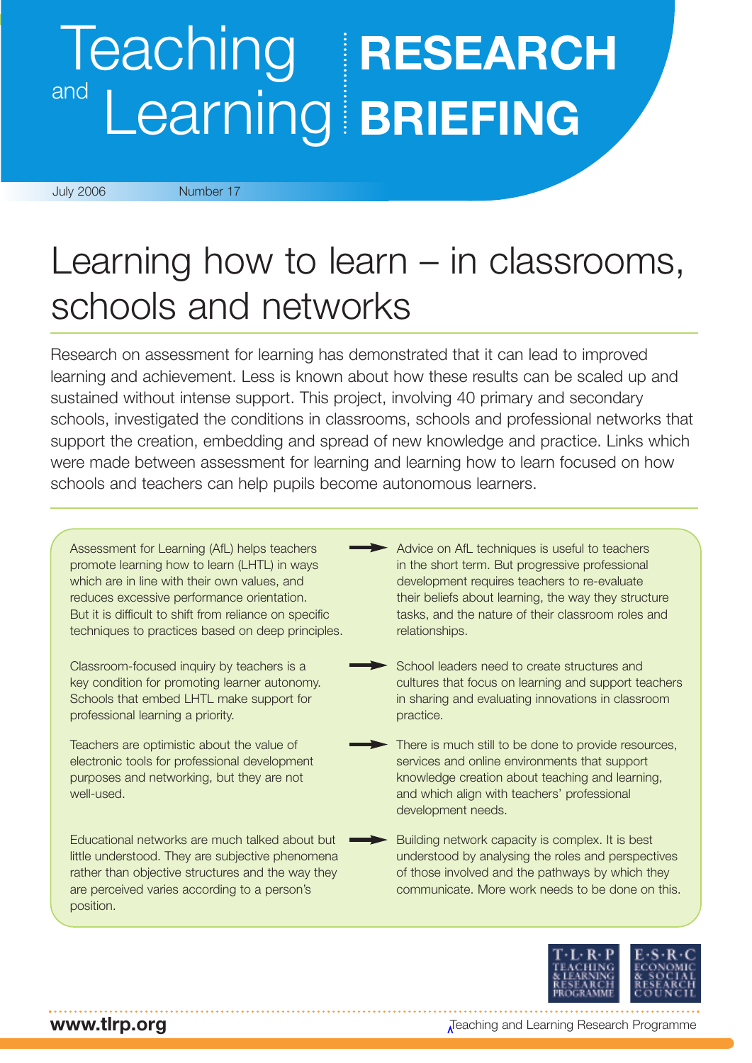# Teaching and Learning RESEARCH BRIEFING

July 2006 Number 17

# Learning how to learn – in classrooms, schools and networks

Research on assessment for learning has demonstrated that it can lead to improved learning and achievement. Less is known about how these results can be scaled up and sustained without intense support. This project, involving 40 primary and secondary schools, investigated the conditions in classrooms, schools and professional networks that support the creation, embedding and spread of new knowledge and practice. Links which were made between assessment for learning and learning how to learn focused on how schools and teachers can help pupils become autonomous learners.

Assessment for Learning (AfL) helps teachers promote learning how to learn (LHTL) in ways which are in line with their own values, and reduces excessive performance orientation. But it is difficult to shift from reliance on specific techniques to practices based on deep principles.

→ Advice on AfL techniques is useful to teachers in the short term. But progressive professional development requires teachers to re-evaluate their beliefs about learning, the way they structure tasks, and the nature of their classroom roles and relationships.

Classroom-focused inquiry by teachers is a key condition for promoting learner autonomy. Schools that embed LHTL make support for professional learning a priority.

→ School leaders need to create structures and cultures that focus on learning and support teachers in sharing and evaluating innovations in classroom practice.

Teachers are optimistic about the value of electronic tools for professional development purposes and networking, but they are not well-used.

→ There is much still to be done to provide resources, services and online environments that support knowledge creation about teaching and learning, and which align with teachers' professional development needs.

Educational networks are much talked about but little understood. They are subjective phenomena rather than objective structures and the way they are perceived varies according to a person's position.

→ Building network capacity is complex. It is best understood by analysing the roles and perspectives of those involved and the pathways by which they communicate. More work needs to be done on this.

www.tlrp.org

Teaching and Learning Research Programme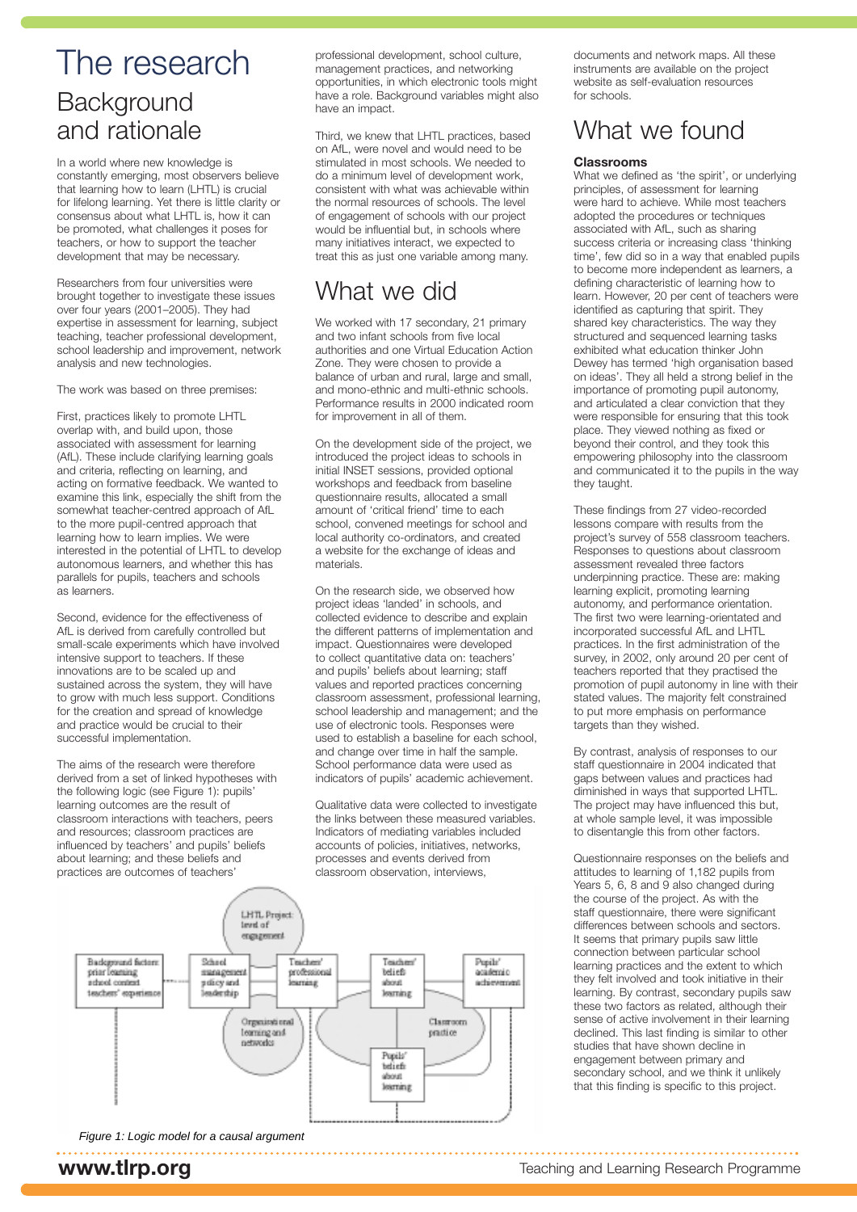# The research

## Background and rationale

In a world where new knowledge is constantly emerging, most observers believe that learning how to learn (LHTL) is crucial for lifelong learning. Yet there is little clarity or consensus about what LHTL is, how it can be promoted, what challenges it poses for teachers, or how to support the teacher development that may be necessary.

Researchers from four universities were brought together to investigate these issues over four years (2001–2005). They had expertise in assessment for learning, subject teaching, teacher professional development, school leadership and improvement, network analysis and new technologies.

The work was based on three premises:

First, practices likely to promote LHTL overlap with, and build upon, those associated with assessment for learning (AfL). These include clarifying learning goals and criteria, reflecting on learning, and acting on formative feedback. We wanted to examine this link, especially the shift from the somewhat teacher-centred approach of AfL to the more pupil-centred approach that learning how to learn implies. We were interested in the potential of LHTL to develop autonomous learners, and whether this has parallels for pupils, teachers and schools as learners.

Second, evidence for the effectiveness of AfL is derived from carefully controlled but small-scale experiments which have involved intensive support to teachers. If these innovations are to be scaled up and sustained across the system, they will have to grow with much less support. Conditions for the creation and spread of knowledge and practice would be crucial to their successful implementation.

The aims of the research were therefore derived from a set of linked hypotheses with the following logic (see Figure 1): pupils' learning outcomes are the result of classroom interactions with teachers, peers and resources; classroom practices are influenced by teachers' and pupils' beliefs about learning; and these beliefs and practices are outcomes of teachers' professional development, school culture, management practices, and networking opportunities, in which electronic tools might have a role. Background variables might also have an impact.

Third, we knew that LHTL practices, based on AfL, were novel and would need to be stimulated in most schools. We needed to do a minimum level of development work, consistent with what was achievable within the normal resources of schools. The level of engagement of schools with our project would be influential but, in schools where many initiatives interact, we expected to treat this as just one variable among many.

## What we did

We worked with 17 secondary, 21 primary and two infant schools from five local authorities and one Virtual Education Action Zone. They were chosen to provide a balance of urban and rural, large and small, and mono-ethnic and multi-ethnic schools. Performance results in 2000 indicated room for improvement in all of them.

On the development side of the project, we introduced the project ideas to schools in initial INSET sessions, provided optional workshops and feedback from baseline questionnaire results, allocated a small amount of 'critical friend' time to each school, convened meetings for school and local authority co-ordinators, and created a website for the exchange of ideas and materials.

On the research side, we observed how project ideas 'landed' in schools, and collected evidence to describe and explain the different patterns of implementation and impact. Questionnaires were developed to collect quantitative data on: teachers' and pupils' beliefs about learning; staff values and reported practices concerning classroom assessment, professional learning, school leadership and management; and the use of electronic tools. Responses were used to establish a baseline for each school, and change over time in half the sample. School performance data were used as indicators of pupils' academic achievement.

Qualitative data were collected to investigate the links between these measured variables. Indicators of mediating variables included accounts of policies, initiatives, networks, processes and events derived from classroom observation, interviews, documents and network maps. All these instruments are available on the project website as self-evaluation resources for schools.

*Figure 1: Logic model for a causal argument*

## What we found

### Classrooms

What we defined as 'the spirit', or underlying principles, of assessment for learning were hard to achieve. While most teachers adopted the procedures or techniques associated with AfL, such as sharing success criteria or increasing class 'thinking time', few did so in a way that enabled pupils to become more independent as learners, a defining characteristic of learning how to learn. However, 20 per cent of teachers were identified as capturing that spirit. They shared key characteristics. The way they structured and sequenced learning tasks exhibited what education thinker John Dewey has termed 'high organisation based on ideas'. They all held a strong belief in the importance of promoting pupil autonomy, and articulated a clear conviction that they were responsible for ensuring that this took place. They viewed nothing as fixed or beyond their control, and they took this empowering philosophy into the classroom and communicated it to the pupils in the way they taught.

These findings from 27 video-recorded lessons compare with results from the project's survey of 558 classroom teachers. Responses to questions about classroom assessment revealed three factors underpinning practice. These are: making learning explicit, promoting learning autonomy, and performance orientation. The first two were learning-orientated and incorporated successful AfL and LHTL practices. In the first administration of the survey, in 2002, only around 20 per cent of teachers reported that they practised the promotion of pupil autonomy in line with their stated values. The majority felt constrained to put more emphasis on performance targets than they wished.

By contrast, analysis of responses to our staff questionnaire in 2004 indicated that gaps between values and practices had diminished in ways that supported LHTL. The project may have influenced this but, at whole sample level, it was impossible to disentangle this from other factors.

Questionnaire responses on the beliefs and attitudes to learning of 1,182 pupils from Years 5, 6, 8 and 9 also changed during the course of the project. As with the staff questionnaire, there were significant differences between schools and sectors. It seems that primary pupils saw little connection between particular school learning practices and the extent to which they felt involved and took initiative in their learning. By contrast, secondary pupils saw these two factors as related, although their sense of active involvement in their learning declined. This last finding is similar to other studies that have shown decline in engagement between primary and secondary school, and we think it unlikely that this finding is specific to this project.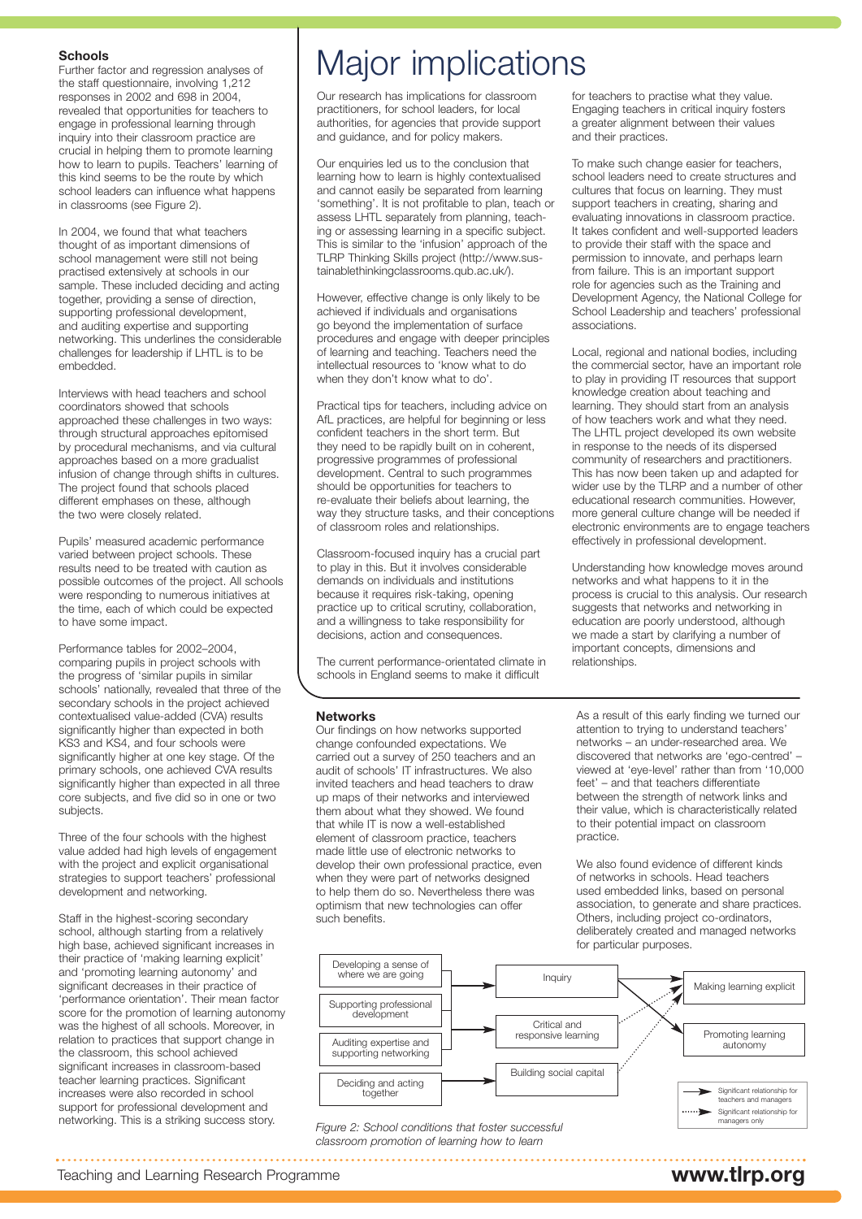### Schools

Further factor and regression analyses of the staff questionnaire, involving 1,212 responses in 2002 and 698 in 2004, revealed that opportunities for teachers to engage in professional learning through inquiry into their classroom practice are crucial in helping them to promote learning how to learn to pupils. Teachers' learning of this kind seems to be the route by which school leaders can influence what happens in classrooms (see Figure 2).

In 2004, we found that what teachers thought of as important dimensions of school management were still not being practised extensively at schools in our sample. These included deciding and acting together, providing a sense of direction, supporting professional development, and auditing expertise and supporting networking. This underlines the considerable challenges for leadership if LHTL is to be embedded.

Interviews with head teachers and school coordinators showed that schools approached these challenges in two ways: through structural approaches epitomised by procedural mechanisms, and via cultural approaches based on a more gradualist infusion of change through shifts in cultures. The project found that schools placed different emphases on these, although the two were closely related.

Pupils' measured academic performance varied between project schools. These results need to be treated with caution as possible outcomes of the project. All schools were responding to numerous initiatives at the time, each of which could be expected to have some impact.

Performance tables for 2002–2004, comparing pupils in project schools with the progress of 'similar pupils in similar schools' nationally, revealed that three of the secondary schools in the project achieved contextualised value-added (CVA) results significantly higher than expected in both KS3 and KS4, and four schools were significantly higher at one key stage. Of the primary schools, one achieved CVA results significantly higher than expected in all three core subjects, and five did so in one or two subjects.

Three of the four schools with the highest value added had high levels of engagement with the project and explicit organisational strategies to support teachers' professional development and networking.

Staff in the highest-scoring secondary school, although starting from a relatively high base, achieved significant increases in their practice of 'making learning explicit' and 'promoting learning autonomy' and significant decreases in their practice of 'performance orientation'. Their mean factor score for the promotion of learning autonomy was the highest of all schools. Moreover, in relation to practices that support change in the classroom, this school achieved significant increases in classroom-based teacher learning practices. Significant increases were also recorded in school support for professional development and networking. This is a striking success story.

# Major implications

Our research has implications for classroom practitioners, for school leaders, for local authorities, for agencies that provide support and guidance, and for policy makers.

Our enquiries led us to the conclusion that learning how to learn is highly contextualised and cannot easily be separated from learning 'something'. It is not profitable to plan, teach or assess LHTL separately from planning, teaching or assessing learning in a specific subject. This is similar to the 'infusion' approach of the TLRP Thinking Skills project (http://www.sustainablethinkingclassrooms.qub.ac.uk/).

However, effective change is only likely to be achieved if individuals and organisations go beyond the implementation of surface procedures and engage with deeper principles of learning and teaching. Teachers need the intellectual resources to 'know what to do when they don't know what to do'.

Practical tips for teachers, including advice on AfL practices, are helpful for beginning or less confident teachers in the short term. But they need to be rapidly built on in coherent, progressive programmes of professional development. Central to such programmes should be opportunities for teachers to re-evaluate their beliefs about learning, the way they structure tasks, and their conceptions of classroom roles and relationships.

Classroom-focused inquiry has a crucial part to play in this. But it involves considerable demands on individuals and institutions because it requires risk-taking, opening practice up to critical scrutiny, collaboration, and a willingness to take responsibility for decisions, action and consequences.

The current performance-orientated climate in schools in England seems to make it difficult for teachers to practise what they value. Engaging teachers in critical inquiry fosters a greater alignment between their values and their practices.

To make such change easier for teachers, school leaders need to create structures and cultures that focus on learning. They must support teachers in creating, sharing and evaluating innovations in classroom practice. It takes confident and well-supported leaders to provide their staff with the space and permission to innovate, and perhaps learn from failure. This is an important support role for agencies such as the Training and Development Agency, the National College for School Leadership and teachers' professional associations.

Local, regional and national bodies, including the commercial sector, have an important role to play in providing IT resources that support knowledge creation about teaching and learning. They should start from an analysis of how teachers work and what they need. The LHTL project developed its own website in response to the needs of its dispersed community of researchers and practitioners. This has now been taken up and adapted for wider use by the TLRP and a number of other educational research communities. However, more general culture change will be needed if electronic environments are to engage teachers effectively in professional development.

Understanding how knowledge moves around networks and what happens to it in the process is crucial to this analysis. Our research suggests that networks and networking in education are poorly understood, although we made a start by clarifying a number of important concepts, dimensions and relationships.

### Networks

Our findings on how networks supported change confounded expectations. We carried out a survey of 250 teachers and an audit of schools' IT infrastructures. We also invited teachers and head teachers to draw up maps of their networks and interviewed them about what they showed. We found that while IT is now a well-established element of classroom practice, teachers made little use of electronic networks to develop their own professional practice, even when they were part of networks designed to help them do so. Nevertheless there was optimism that new technologies can offer such benefits.

As a result of this early finding we turned our attention to trying to understand teachers' networks – an under-researched area. We discovered that networks are 'ego-centred' – viewed at 'eye-level' rather than from '10,000 feet' – and that teachers differentiate between the strength of network links and their value, which is characteristically related to their potential impact on classroom practice.

We also found evidence of different kinds of networks in schools. Head teachers used embedded links, based on personal association, to generate and share practices. Others, including project co-ordinators, deliberately created and managed networks for particular purposes.

*Figure 2: School conditions that foster successful classroom promotion of learning how to learn*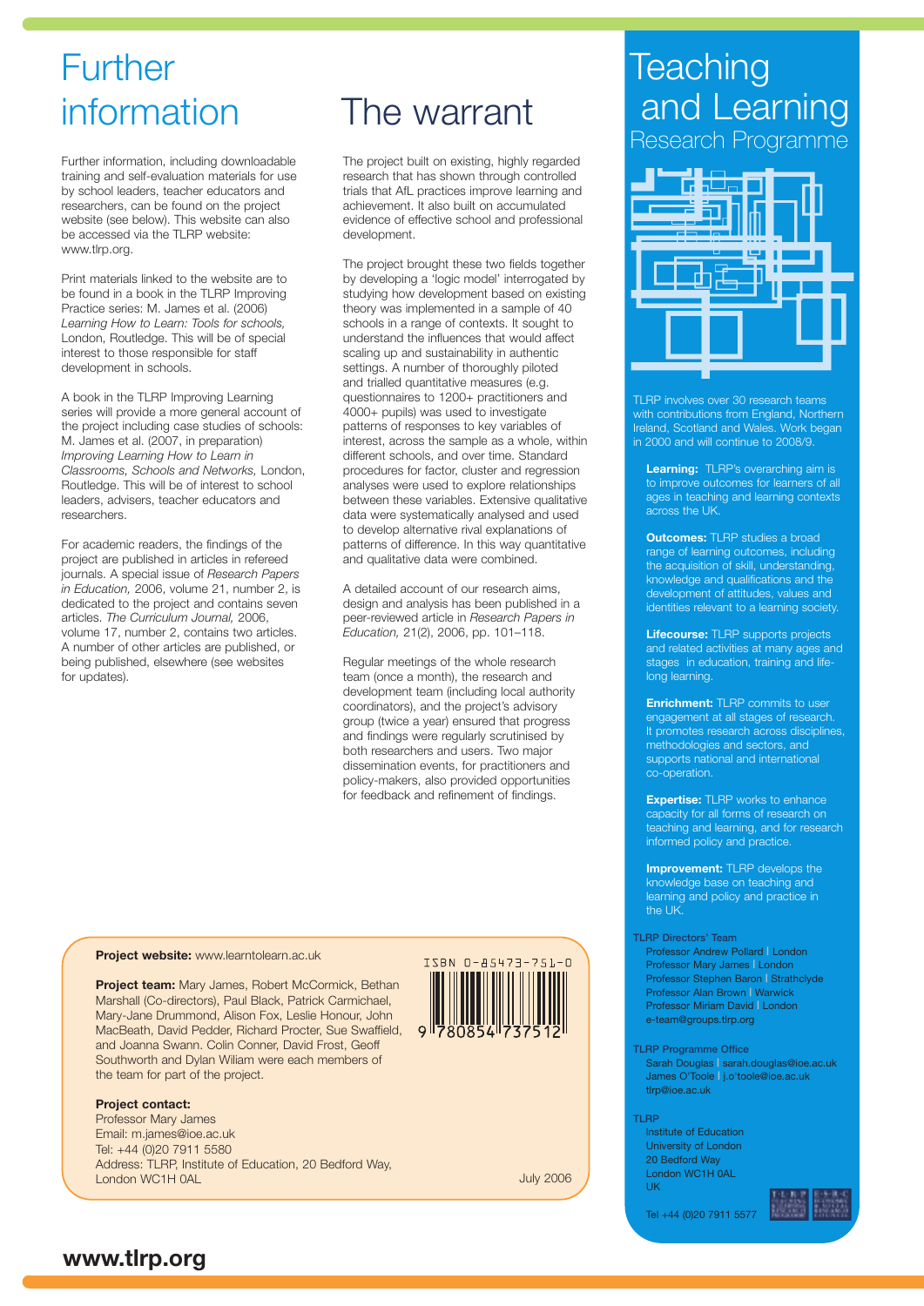# Further information

Further information, including downloadable training and self-evaluation materials for use by school leaders, teacher educators and researchers, can be found on the project website (see below). This website can also be accessed via the TLRP website: www.tlrp.org.

Print materials linked to the website are to be found in a book in the TLRP Improving Practice series: M. James et al. (2006) *Learning How to Learn: Tools for schools,* London, Routledge. This will be of special interest to those responsible for staff development in schools.

A book in the TLRP Improving Learning series will provide a more general account of the project including case studies of schools: M. James et al. (2007, in preparation) *Improving Learning How to Learn in Classrooms, Schools and Networks,* London, Routledge. This will be of interest to school leaders, advisers, teacher educators and researchers.

For academic readers, the findings of the project are published in articles in refereed journals. A special issue of *Research Papers in Education,* 2006, volume 21, number 2, is dedicated to the project and contains seven articles. *The Curriculum Journal,* 2006, volume 17, number 2, contains two articles. A number of other articles are published, or being published, elsewhere (see websites for updates).

# The warrant

The project built on existing, highly regarded research that has shown through controlled trials that AfL practices improve learning and achievement. It also built on accumulated evidence of effective school and professional development.

The project brought these two fields together by developing a 'logic model' interrogated by studying how development based on existing theory was implemented in a sample of 40 schools in a range of contexts. It sought to understand the influences that would affect scaling up and sustainability in authentic settings. A number of thoroughly piloted and trialled quantitative measures (e.g. questionnaires to 1200+ practitioners and 4000+ pupils) was used to investigate patterns of responses to key variables of interest, across the sample as a whole, within different schools, and over time. Standard procedures for factor, cluster and regression analyses were used to explore relationships between these variables. Extensive qualitative data were systematically analysed and used to develop alternative rival explanations of patterns of difference. In this way quantitative and qualitative data were combined.

A detailed account of our research aims, design and analysis has been published in a peer-reviewed article in *Research Papers in Education,* 21(2), 2006, pp. 101–118.

Regular meetings of the whole research team (once a month), the research and development team (including local authority coordinators), and the project's advisory group (twice a year) ensured that progress and findings were regularly scrutinised by both researchers and users. Two major dissemination events, for practitioners and policy-makers, also provided opportunities for feedback and refinement of findings.

**Project website:** www.learntolearn.ac.uk

**Project team:** Mary James, Robert McCormick, Bethan Marshall (Co-directors), Paul Black, Patrick Carmichael, Mary-Jane Drummond, Alison Fox, Leslie Honour, John MacBeath, David Pedder, Richard Procter, Sue Swaffield, and Joanna Swann. Colin Conner, David Frost, Geoff Southworth and Dylan Wiliam were each members of the team for part of the project.

**Project contact:**
Professor Mary James
Email: m.james@ioe.ac.uk
Tel: +44 (0)20 7911 5580
Address: TLRP, Institute of Education, 20 Bedford Way, London WC1H 0AL

ISBN 0-85473-751-0

July 2006

# Teaching and Learning

## Research Programme

TLRP involves over 30 research teams with contributions from England, Northern Ireland, Scotland and Wales. Work began in 2000 and will continue to 2008/9.

**Learning:** TLRP's overarching aim is to improve outcomes for learners of all ages in teaching and learning contexts across the UK.

**Outcomes:** TLRP studies a broad range of learning outcomes, including the acquisition of skill, understanding, knowledge and qualifications and the development of attitudes, values and identities relevant to a learning society.

**Lifecourse:** TLRP supports projects and related activities at many ages and stages in education, training and life-long learning.

**Enrichment:** TLRP commits to user engagement at all stages of research. It promotes research across disciplines, methodologies and sectors, and supports national and international co-operation.

**Expertise:** TLRP works to enhance capacity for all forms of research on teaching and learning, and for research informed policy and practice.

**Improvement:** TLRP develops the knowledge base on teaching and learning and policy and practice in the UK.

TLRP Directors' Team
Professor Andrew Pollard | London
Professor Mary James | London
Professor Stephen Baron | Strathclyde
Professor Alan Brown | Warwick
Professor Miriam David | London
e-team@groups.tlrp.org

TLRP Programme Office
Sarah Douglas | sarah.douglas@ioe.ac.uk
James O'Toole | j.o'toole@ioe.ac.uk
tlrp@ioe.ac.uk

TLRP
Institute of Education
University of London
20 Bedford Way
London WC1H 0AL
UK

Tel +44 (0)20 7911 5577

**www.tlrp.org**